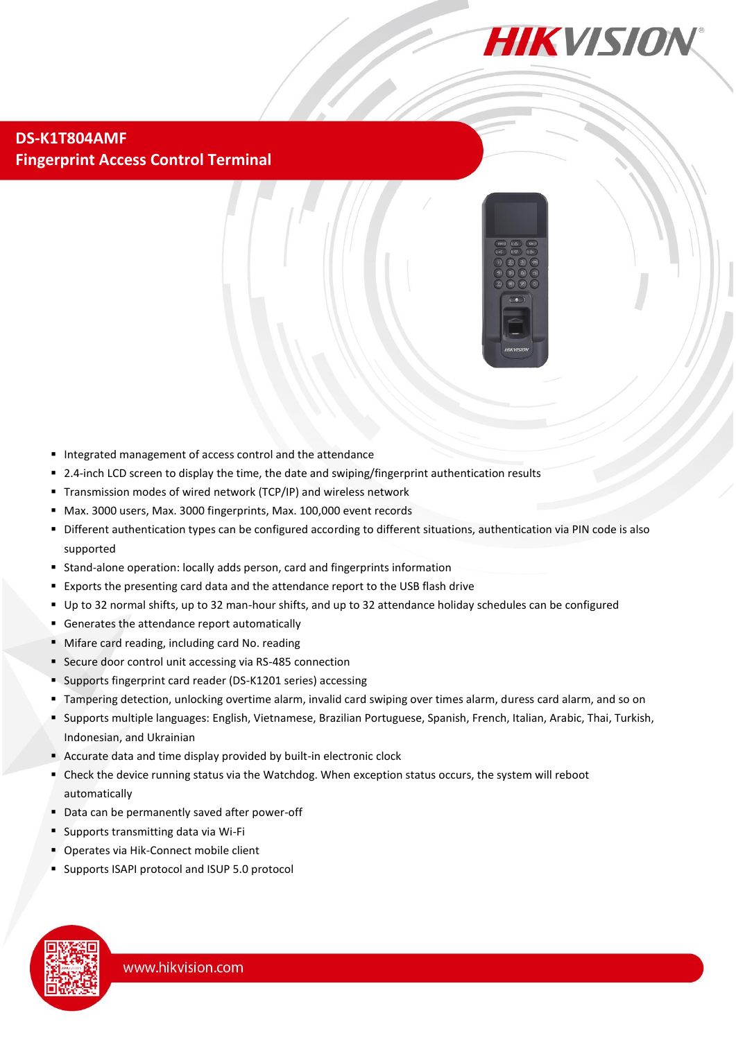# DS-K1T804AMF

## Fingerprint Access Control Terminal

- Integrated management of access control and the attendance
- 2.4-inch LCD screen to display the time, the date and swiping/fingerprint authentication results
- Transmission modes of wired network (TCP/IP) and wireless network
- Max. 3000 users, Max. 3000 fingerprints, Max. 100,000 event records
- Different authentication types can be configured according to different situations, authentication via PIN code is also supported
- Stand-alone operation: locally adds person, card and fingerprints information
- Exports the presenting card data and the attendance report to the USB flash drive
- Up to 32 normal shifts, up to 32 man-hour shifts, and up to 32 attendance holiday schedules can be configured
- Generates the attendance report automatically
- Mifare card reading, including card No. reading
- Secure door control unit accessing via RS-485 connection
- Supports fingerprint card reader (DS-K1201 series) accessing
- Tampering detection, unlocking overtime alarm, invalid card swiping over times alarm, duress card alarm, and so on
- Supports multiple languages: English, Vietnamese, Brazilian Portuguese, Spanish, French, Italian, Arabic, Thai, Turkish, Indonesian, and Ukrainian
- Accurate data and time display provided by built-in electronic clock
- Check the device running status via the Watchdog. When exception status occurs, the system will reboot automatically
- Data can be permanently saved after power-off
- Supports transmitting data via Wi-Fi
- Operates via Hik-Connect mobile client
- Supports ISAPI protocol and ISUP 5.0 protocol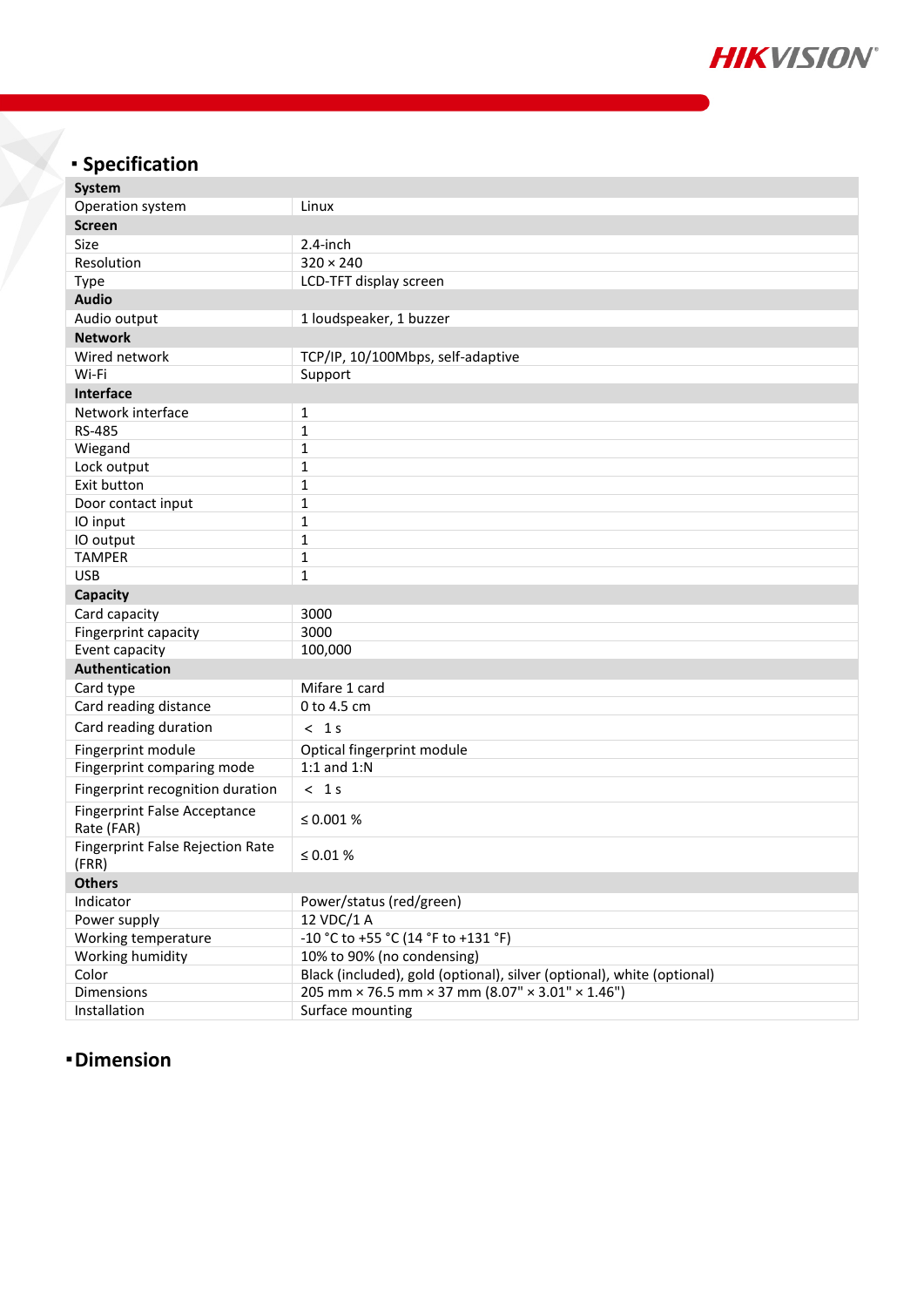## Specification

| System | |
|---|---|
| Operation system | Linux |
| **Screen** | |
| Size | 2.4-inch |
| Resolution | 320 × 240 |
| Type | LCD-TFT display screen |
| **Audio** | |
| Audio output | 1 loudspeaker, 1 buzzer |
| **Network** | |
| Wired network | TCP/IP, 10/100Mbps, self-adaptive |
| Wi-Fi | Support |
| **Interface** | |
| Network interface | 1 |
| RS-485 | 1 |
| Wiegand | 1 |
| Lock output | 1 |
| Exit button | 1 |
| Door contact input | 1 |
| IO input | 1 |
| IO output | 1 |
| TAMPER | 1 |
| USB | 1 |
| **Capacity** | |
| Card capacity | 3000 |
| Fingerprint capacity | 3000 |
| Event capacity | 100,000 |
| **Authentication** | |
| Card type | Mifare 1 card |
| Card reading distance | 0 to 4.5 cm |
| Card reading duration | < 1 s |
| Fingerprint module | Optical fingerprint module |
| Fingerprint comparing mode | 1:1 and 1:N |
| Fingerprint recognition duration | < 1 s |
| Fingerprint False Acceptance Rate (FAR) | ≤ 0.001 % |
| Fingerprint False Rejection Rate (FRR) | ≤ 0.01 % |
| **Others** | |
| Indicator | Power/status (red/green) |
| Power supply | 12 VDC/1 A |
| Working temperature | -10 °C to +55 °C (14 °F to +131 °F) |
| Working humidity | 10% to 90% (no condensing) |
| Color | Black (included), gold (optional), silver (optional), white (optional) |
| Dimensions | 205 mm × 76.5 mm × 37 mm (8.07" × 3.01" × 1.46") |
| Installation | Surface mounting |

## Dimension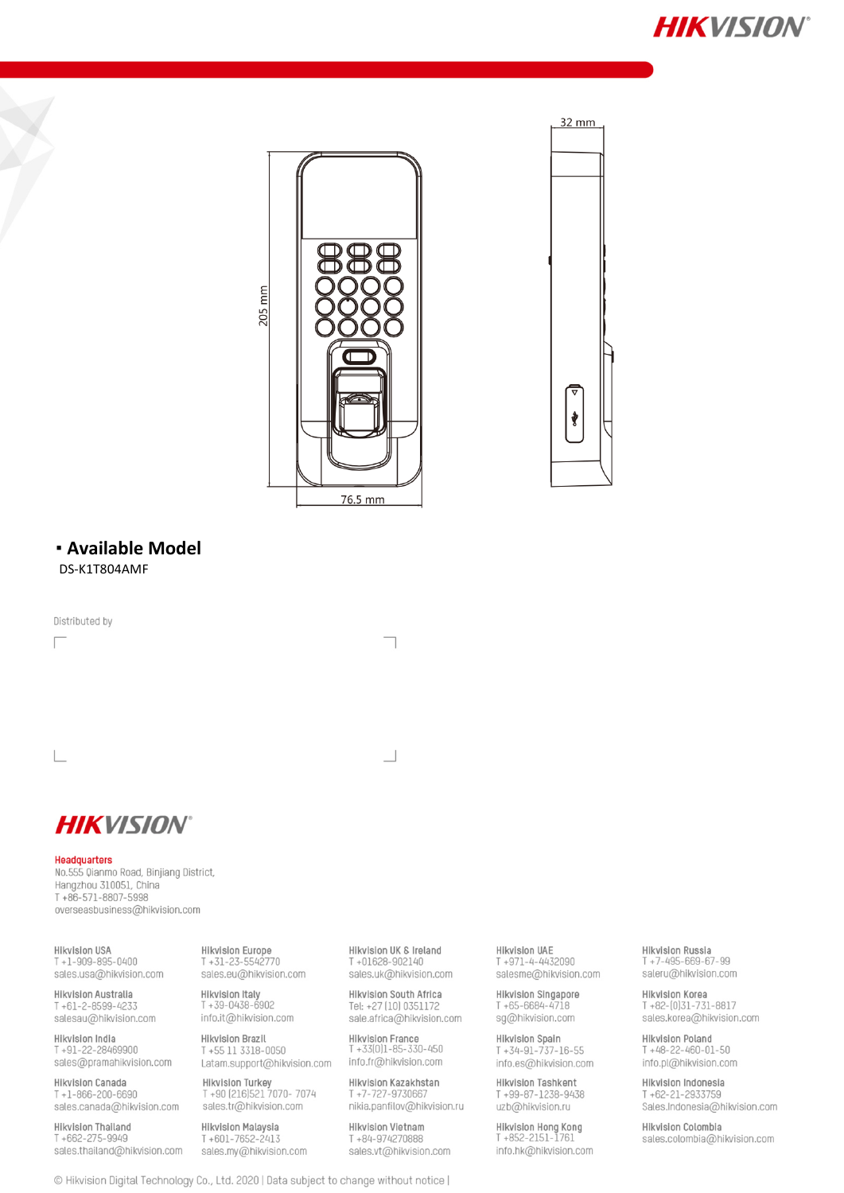32 mm

205 mm

76.5 mm

## ▪ Available Model

DS-K1T804AMF

Distributed by

**HIKVISION®**

**Headquarters**
No.555 Qianmo Road, Binjiang District,
Hangzhou 310051, China
T +86-571-8807-5998
overseasbusiness@hikvision.com

**Hikvision USA**
T +1-909-895-0400
sales.usa@hikvision.com

**Hikvision Australia**
T +61-2-8599-4233
salesau@hikvision.com

**Hikvision India**
T +91-22-28469900
sales@pramahikvision.com

**Hikvision Canada**
T +1-866-200-6690
sales.canada@hikvision.com

**Hikvision Thailand**
T +662-275-9949
sales.thailand@hikvision.com

**Hikvision Europe**
T +31-23-5542770
sales.eu@hikvision.com

**Hikvision Italy**
T +39-0438-6902
info.it@hikvision.com

**Hikvision Brazil**
T +55 11 3318-0050
Latam.support@hikvision.com

**Hikvision Turkey**
T +90 (216)521 7070- 7074
sales.tr@hikvision.com

**Hikvision Malaysia**
T +601-7652-2413
sales.my@hikvision.com

**Hikvision UK & Ireland**
T +01628-902140
sales.uk@hikvision.com

**Hikvision South Africa**
Tel: +27 (10) 0351172
sale.africa@hikvision.com

**Hikvision France**
T +33(0)1-85-330-450
info.fr@hikvision.com

**Hikvision Kazakhstan**
T +7-727-9730667
nikia.panfilov@hikvision.ru

**Hikvision Vietnam**
T +84-974270888
sales.vt@hikvision.com

**Hikvision UAE**
T +971-4-4432090
salesme@hikvision.com

**Hikvision Singapore**
T +65-6684-4718
sg@hikvision.com

**Hikvision Spain**
T +34-91-737-16-55
info.es@hikvision.com

**Hikvision Tashkent**
T +99-87-1238-9438
uzb@hikvision.ru

**Hikvision Hong Kong**
T +852-2151-1761
info.hk@hikvision.com

**Hikvision Russia**
T +7-495-669-67-99
saleru@hikvision.com

**Hikvision Korea**
T +82-(0)31-731-8817
sales.korea@hikvision.com

**Hikvision Poland**
T +48-22-460-01-50
info.pl@hikvision.com

**Hikvision Indonesia**
T +62-21-2933759
Sales.Indonesia@hikvision.com

**Hikvision Colombia**
sales.colombia@hikvision.com

© Hikvision Digital Technology Co., Ltd. 2020 | Data subject to change without notice |